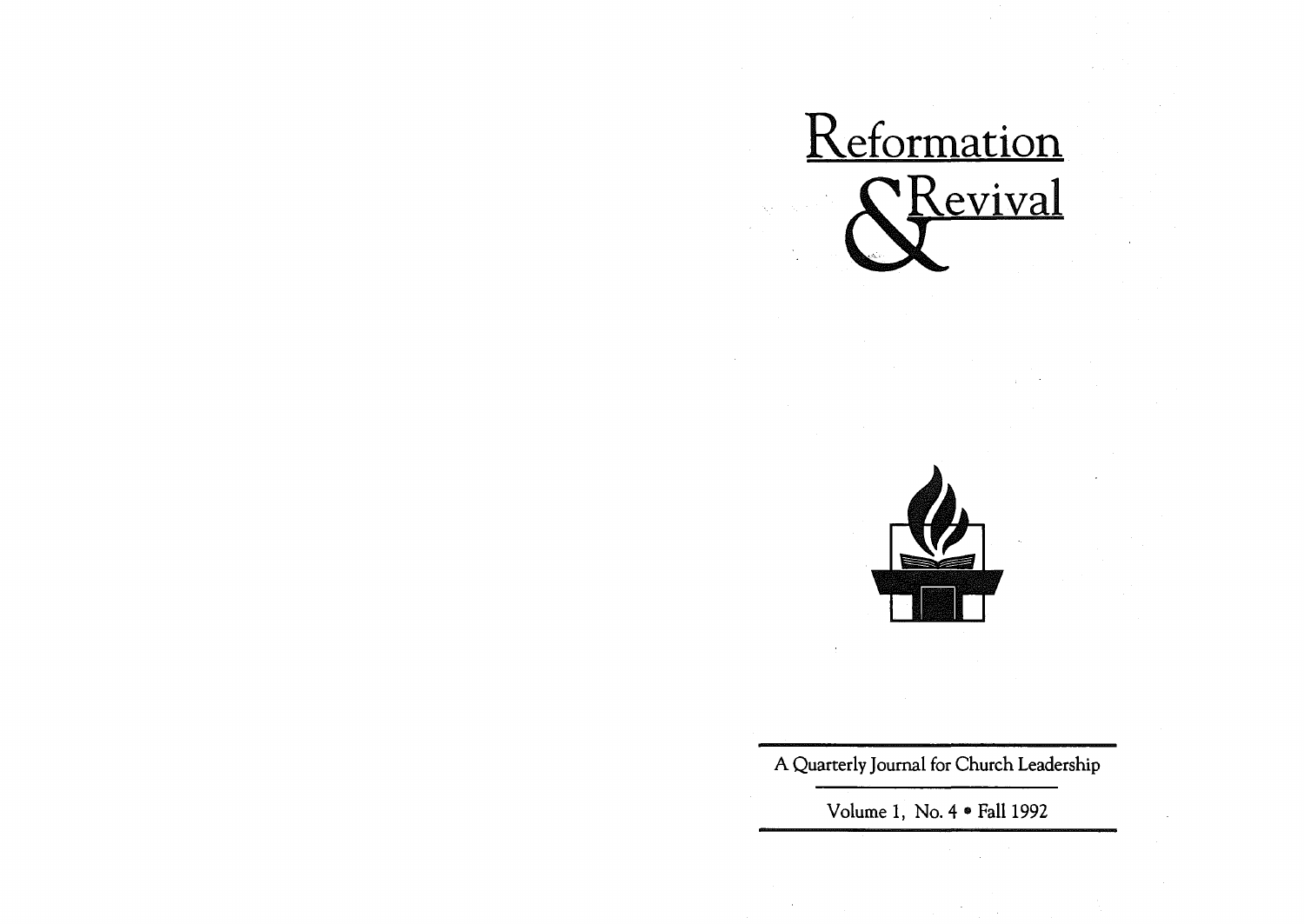# Reformation & Revival

A Quarterly Journal for Church Leadership

Volume 1, No. 4 • Fall 1992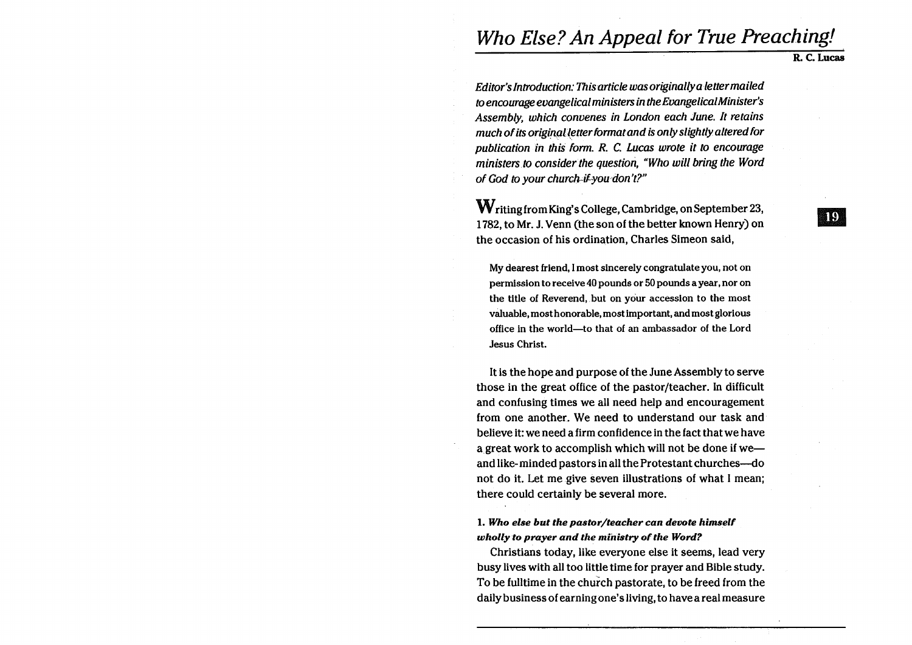# Who Else? An Appeal for True Preaching!

**R. C. Lucas**

*Editor's Introduction: This article was originally a letter mailed to encourage evangelical ministers in the Evangelical Minister's Assembly, which convenes in London each June. It retains much of its original letter format and is only slightly altered for publication in this form. R. C. Lucas wrote it to encourage ministers to consider the question, "Who will bring the Word of God to your church if you don't?"*

Writing from King's College, Cambridge, on September 23, 1782, to Mr. J. Venn (the son of the better known Henry) on the occasion of his ordination, Charles Simeon said,

> My dearest friend, I most sincerely congratulate you, not on permission to receive 40 pounds or 50 pounds a year, nor on the title of Reverend, but on your accession to the most valuable, most honorable, most important, and most glorious office in the world—to that of an ambassador of the Lord Jesus Christ.

It is the hope and purpose of the June Assembly to serve those in the great office of the pastor/teacher. In difficult and confusing times we all need help and encouragement from one another. We need to understand our task and believe it: we need a firm confidence in the fact that we have a great work to accomplish which will not be done if we—and like-minded pastors in all the Protestant churches—do not do it. Let me give seven illustrations of what I mean; there could certainly be several more.

### 1. *Who else but the pastor/teacher can devote himself wholly to prayer and the ministry of the Word?*

Christians today, like everyone else it seems, lead very busy lives with all too little time for prayer and Bible study. To be fulltime in the church pastorate, to be freed from the daily business of earning one's living, to have a real measure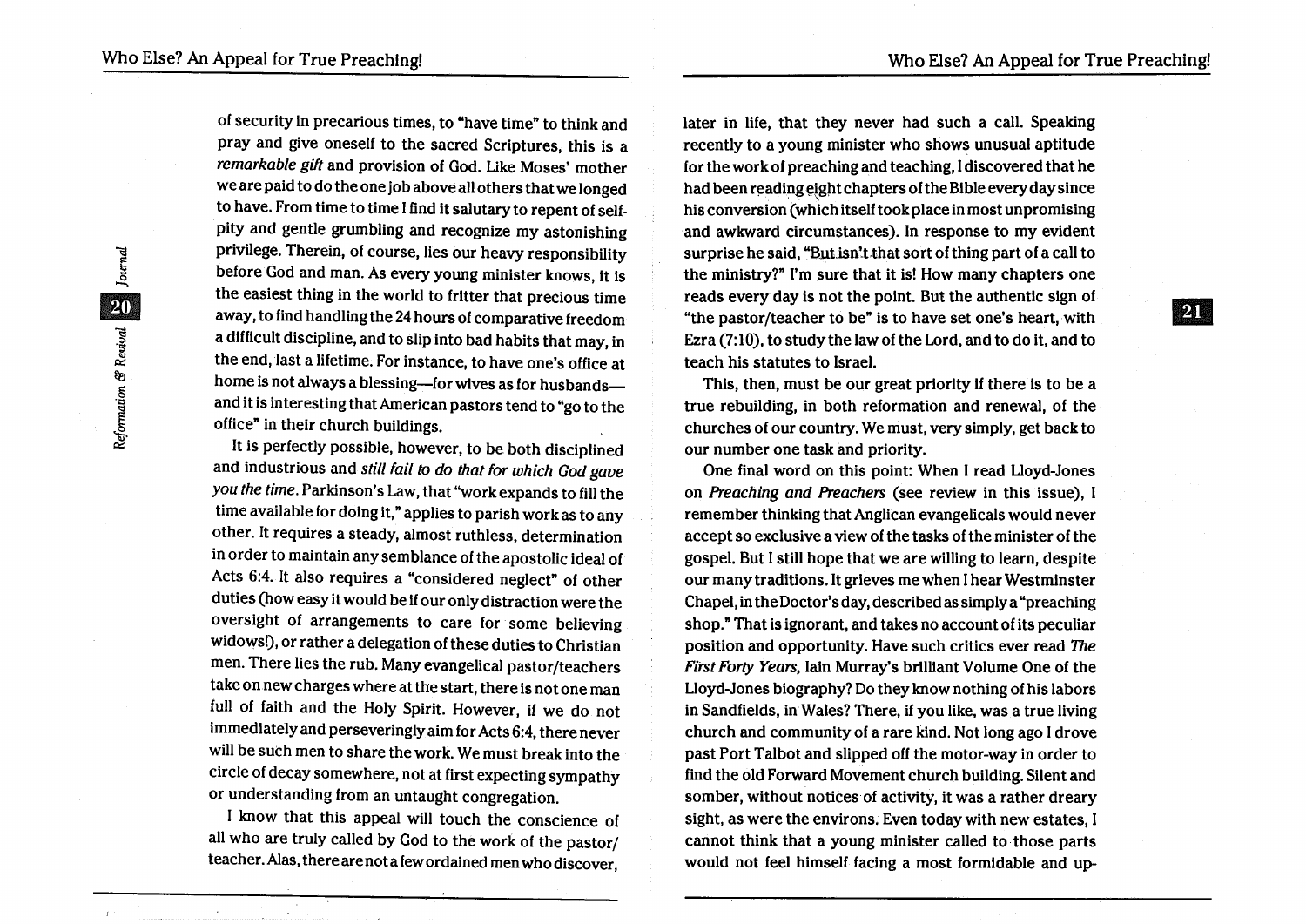of security in precarious times, to "have time" to think and pray and give oneself to the sacred Scriptures, this is a *remarkable gift* and provision of God. Like Moses' mother we are paid to do the one job above all others that we longed to have. From time to time I find it salutary to repent of self-pity and gentle grumbling and recognize my astonishing privilege. Therein, of course, lies our heavy responsibility before God and man. As every young minister knows, it is the easiest thing in the world to fritter that precious time away, to find handling the 24 hours of comparative freedom a difficult discipline, and to slip into bad habits that may, in the end, last a lifetime. For instance, to have one's office at home is not always a blessing—for wives as for husbands—and it is interesting that American pastors tend to "go to the office" in their church buildings.

It is perfectly possible, however, to be both disciplined and industrious and *still fail to do that for which God gave you the time*. Parkinson's Law, that "work expands to fill the time available for doing it," applies to parish work as to any other. It requires a steady, almost ruthless, determination in order to maintain any semblance of the apostolic ideal of Acts 6:4. It also requires a "considered neglect" of other duties (how easy it would be if our only distraction were the oversight of arrangements to care for some believing widows!), or rather a delegation of these duties to Christian men. There lies the rub. Many evangelical pastor/teachers take on new charges where at the start, there is not one man full of faith and the Holy Spirit. However, if we do not immediately and perseveringly aim for Acts 6:4, there never will be such men to share the work. We must break into the circle of decay somewhere, not at first expecting sympathy or understanding from an untaught congregation.

I know that this appeal will touch the conscience of all who are truly called by God to the work of the pastor/teacher. Alas, there are not a few ordained men who discover, later in life, that they never had such a call. Speaking recently to a young minister who shows unusual aptitude for the work of preaching and teaching, I discovered that he had been reading eight chapters of the Bible every day since his conversion (which itself took place in most unpromising and awkward circumstances). In response to my evident surprise he said, "But isn't that sort of thing part of a call to the ministry?" I'm sure that it is! How many chapters one reads every day is not the point. But the authentic sign of "the pastor/teacher to be" is to have set one's heart, with Ezra (7:10), to study the law of the Lord, and to do it, and to teach his statutes to Israel.

This, then, must be our great priority if there is to be a true rebuilding, in both reformation and renewal, of the churches of our country. We must, very simply, get back to our number one task and priority.

One final word on this point: When I read Lloyd-Jones on *Preaching and Preachers* (see review in this issue), I remember thinking that Anglican evangelicals would never accept so exclusive a view of the tasks of the minister of the gospel. But I still hope that we are willing to learn, despite our many traditions. It grieves me when I hear Westminster Chapel, in the Doctor's day, described as simply a "preaching shop." That is ignorant, and takes no account of its peculiar position and opportunity. Have such critics ever read *The First Forty Years*, Iain Murray's brilliant Volume One of the Lloyd-Jones biography? Do they know nothing of his labors in Sandfields, in Wales? There, if you like, was a true living church and community of a rare kind. Not long ago I drove past Port Talbot and slipped off the motor-way in order to find the old Forward Movement church building. Silent and somber, without notices of activity, it was a rather dreary sight, as were the environs. Even today with new estates, I cannot think that a young minister called to those parts would not feel himself facing a most formidable and up-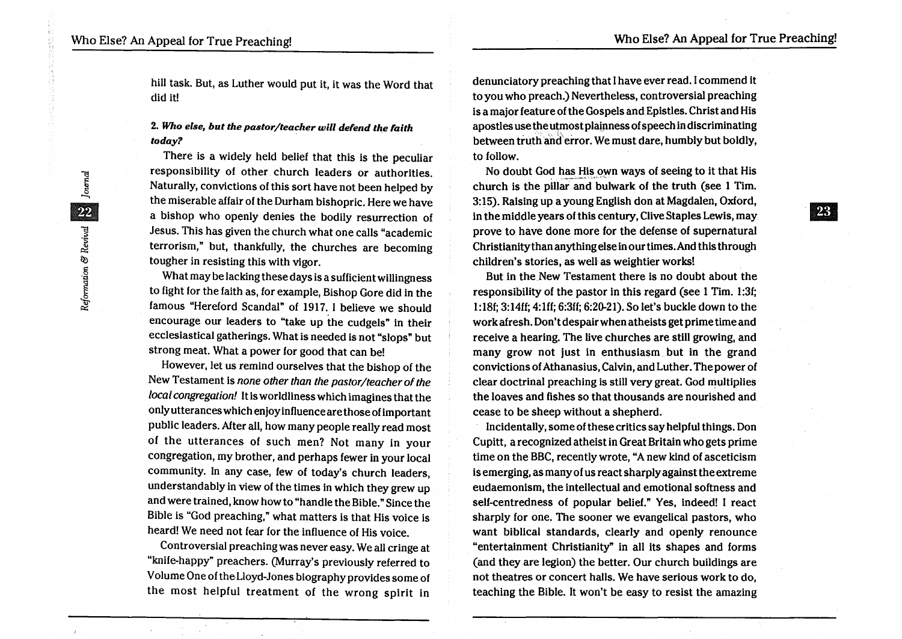hill task. But, as Luther would put it, it was the Word that did it!

**2. *Who else, but the pastor/teacher will defend the faith today?***

There is a widely held belief that this is the peculiar responsibility of other church leaders or authorities. Naturally, convictions of this sort have not been helped by the miserable affair of the Durham bishopric. Here we have a bishop who openly denies the bodily resurrection of Jesus. This has given the church what one calls "academic terrorism," but, thankfully, the churches are becoming tougher in resisting this with vigor.

What may be lacking these days is a sufficient willingness to fight for the faith as, for example, Bishop Gore did in the famous "Hereford Scandal" of 1917. I believe we should encourage our leaders to "take up the cudgels" in their ecclesiastical gatherings. What is needed is not "slops" but strong meat. What a power for good that can be!

However, let us remind ourselves that the bishop of the New Testament is *none other than the pastor/teacher of the local congregation!* It is worldliness which imagines that the only utterances which enjoy influence are those of important public leaders. After all, how many people really read most of the utterances of such men? Not many in your congregation, my brother, and perhaps fewer in your local community. In any case, few of today's church leaders, understandably in view of the times in which they grew up and were trained, know how to "handle the Bible." Since the Bible is "God preaching," what matters is that His voice is heard! We need not fear for the influence of His voice.

Controversial preaching was never easy. We all cringe at "knife-happy" preachers. (Murray's previously referred to Volume One of the Lloyd-Jones biography provides some of the most helpful treatment of the wrong spirit in denunciatory preaching that I have ever read. I commend it to you who preach.) Nevertheless, controversial preaching is a major feature of the Gospels and Epistles. Christ and His apostles use the utmost plainness of speech in discriminating between truth and error. We must dare, humbly but boldly, to follow.

No doubt God has His own ways of seeing to it that His church is the pillar and bulwark of the truth (see 1 Tim. 3:15). Raising up a young English don at Magdalen, Oxford, in the middle years of this century, Clive Staples Lewis, may prove to have done more for the defense of supernatural Christianity than anything else in our times. And this through children's stories, as well as weightier works!

But in the New Testament there is no doubt about the responsibility of the pastor in this regard (see 1 Tim. 1:3f; 1:18f; 3:14ff; 4:1ff; 6:3ff; 6:20-21). So let's buckle down to the work afresh. Don't despair when atheists get prime time and receive a hearing. The live churches are still growing, and many grow not just in enthusiasm but in the grand convictions of Athanasius, Calvin, and Luther. The power of clear doctrinal preaching is still very great. God multiplies the loaves and fishes so that thousands are nourished and cease to be sheep without a shepherd.

Incidentally, some of these critics say helpful things. Don Cupitt, a recognized atheist in Great Britain who gets prime time on the BBC, recently wrote, "A new kind of asceticism is emerging, as many of us react sharply against the extreme eudaemonism, the intellectual and emotional softness and self-centredness of popular belief." Yes, indeed! I react sharply for one. The sooner we evangelical pastors, who want biblical standards, clearly and openly renounce "entertainment Christianity" in all its shapes and forms (and they are legion) the better. Our church buildings are not theatres or concert halls. We have serious work to do, teaching the Bible. It won't be easy to resist the amazing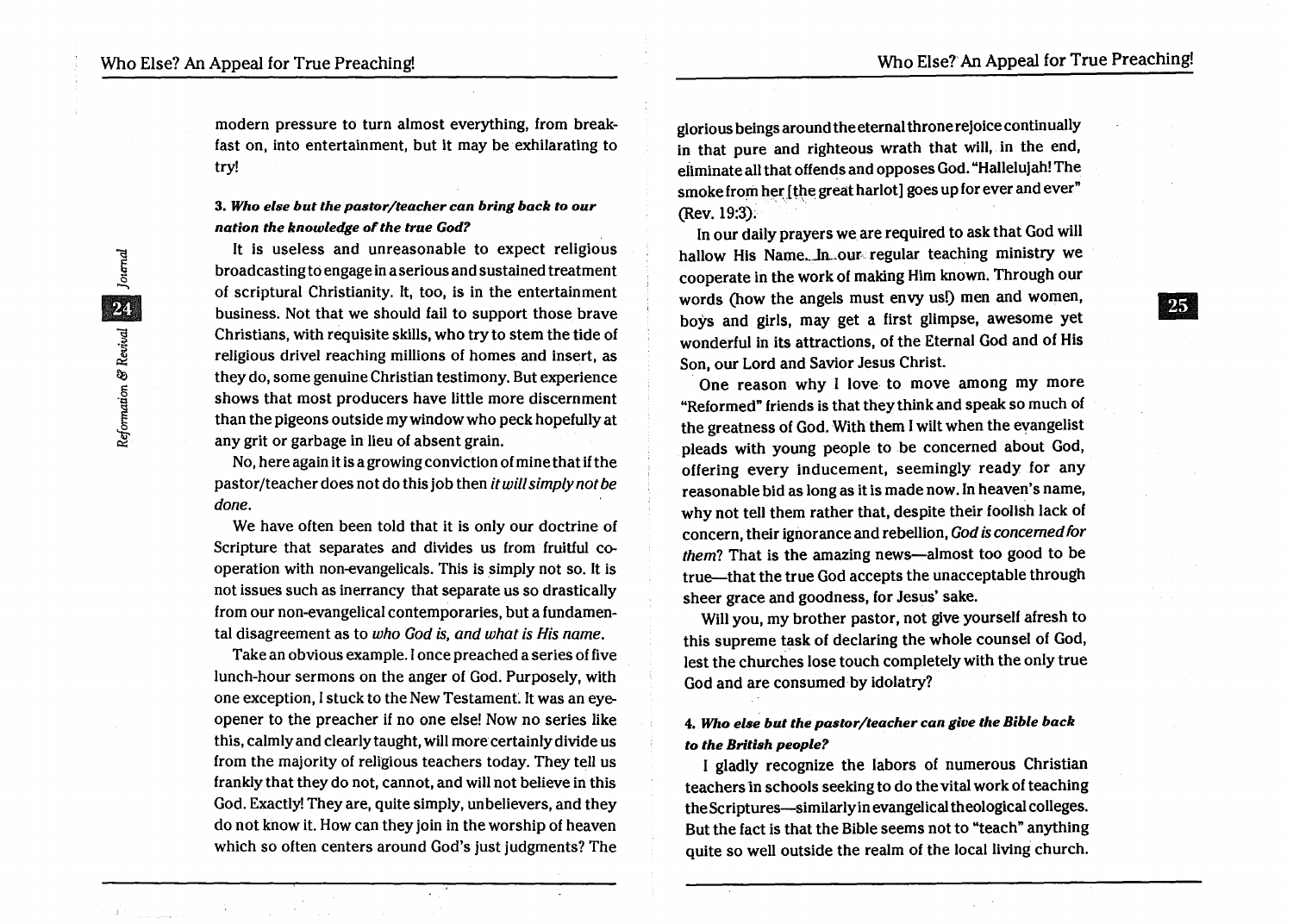modern pressure to turn almost everything, from breakfast on, into entertainment, but it may be exhilarating to try!

### 3. *Who else but the pastor/teacher can bring back to our nation the knowledge of the true God?*

It is useless and unreasonable to expect religious broadcasting to engage in a serious and sustained treatment of scriptural Christianity. It, too, is in the entertainment business. Not that we should fail to support those brave Christians, with requisite skills, who try to stem the tide of religious drivel reaching millions of homes and insert, as they do, some genuine Christian testimony. But experience shows that most producers have little more discernment than the pigeons outside my window who peck hopefully at any grit or garbage in lieu of absent grain.

No, here again it is a growing conviction of mine that if the pastor/teacher does not do this job then *it will simply not be done*.

We have often been told that it is only our doctrine of Scripture that separates and divides us from fruitful co-operation with non-evangelicals. This is simply not so. It is not issues such as inerrancy that separate us so drastically from our non-evangelical contemporaries, but a fundamental disagreement as to *who God is, and what is His name*.

Take an obvious example. I once preached a series of five lunch-hour sermons on the anger of God. Purposely, with one exception, I stuck to the New Testament. It was an eye-opener to the preacher if no one else! Now no series like this, calmly and clearly taught, will more certainly divide us from the majority of religious teachers today. They tell us frankly that they do not, cannot, and will not believe in this God. Exactly! They are, quite simply, unbelievers, and they do not know it. How can they join in the worship of heaven which so often centers around God's just judgments? The glorious beings around the eternal throne rejoice continually in that pure and righteous wrath that will, in the end, eliminate all that offends and opposes God. "Hallelujah! The smoke from her [the great harlot] goes up for ever and ever" (Rev. 19:3).

In our daily prayers we are required to ask that God will hallow His Name. In our regular teaching ministry we cooperate in the work of making Him known. Through our words (how the angels must envy us!) men and women, boys and girls, may get a first glimpse, awesome yet wonderful in its attractions, of the Eternal God and of His Son, our Lord and Savior Jesus Christ.

One reason why I love to move among my more "Reformed" friends is that they think and speak so much of the greatness of God. With them I wilt when the evangelist pleads with young people to be concerned about God, offering every inducement, seemingly ready for any reasonable bid as long as it is made now. In heaven's name, why not tell them rather that, despite their foolish lack of concern, their ignorance and rebellion, *God is concerned for them*? That is the amazing news—almost too good to be true—that the true God accepts the unacceptable through sheer grace and goodness, for Jesus' sake.

Will you, my brother pastor, not give yourself afresh to this supreme task of declaring the whole counsel of God, lest the churches lose touch completely with the only true God and are consumed by idolatry?

### 4. *Who else but the pastor/teacher can give the Bible back to the British people?*

I gladly recognize the labors of numerous Christian teachers in schools seeking to do the vital work of teaching the Scriptures—similarly in evangelical theological colleges. But the fact is that the Bible seems not to "teach" anything quite so well outside the realm of the local living church.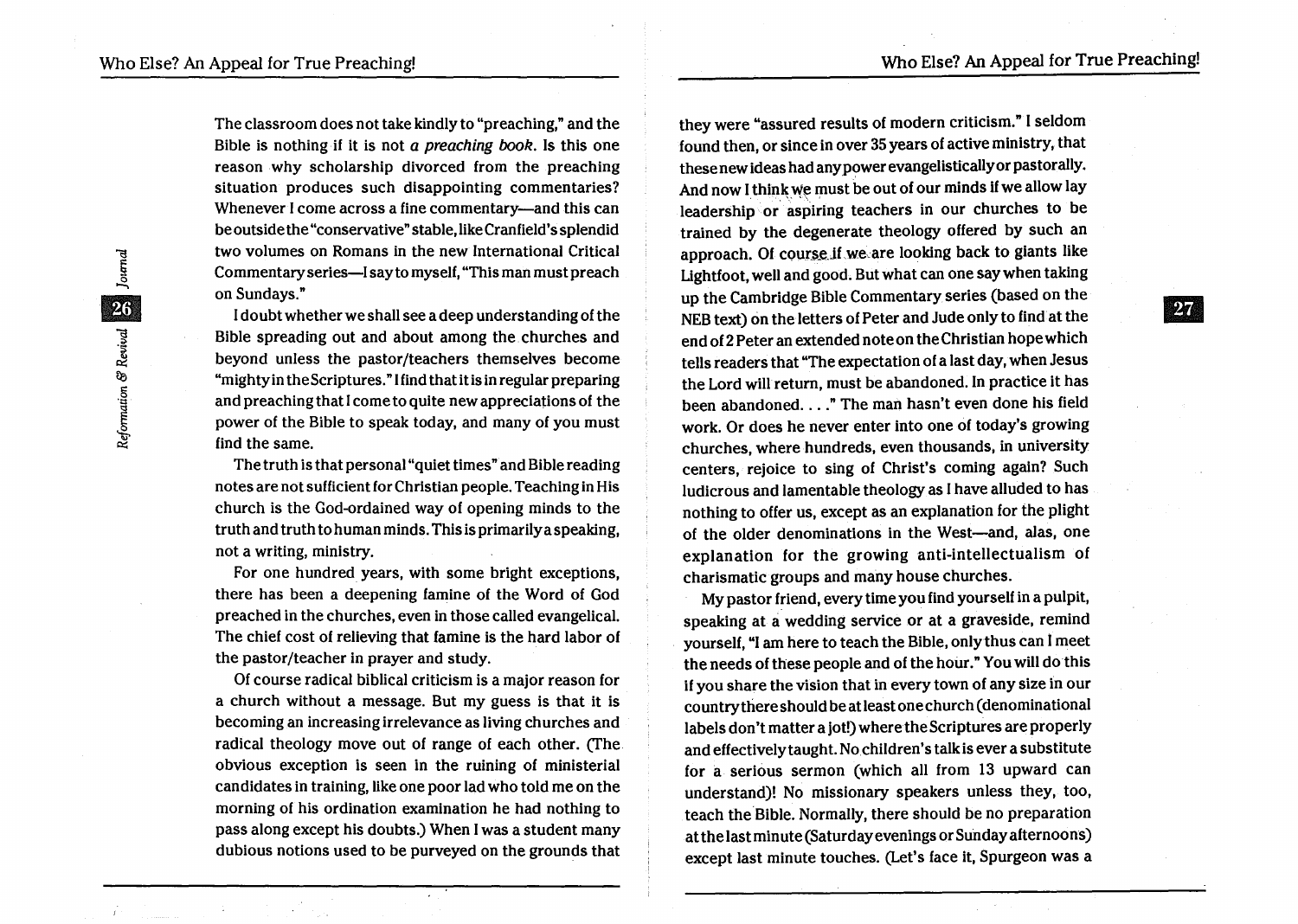The classroom does not take kindly to "preaching," and the Bible is nothing if it is not *a preaching book*. Is this one reason why scholarship divorced from the preaching situation produces such disappointing commentaries? Whenever I come across a fine commentary—and this can be outside the "conservative" stable, like Cranfield's splendid two volumes on Romans in the new International Critical Commentary series—I say to myself, "This man must preach on Sundays."

I doubt whether we shall see a deep understanding of the Bible spreading out and about among the churches and beyond unless the pastor/teachers themselves become "mighty in the Scriptures." I find that it is in regular preparing and preaching that I come to quite new appreciations of the power of the Bible to speak today, and many of you must find the same.

The truth is that personal "quiet times" and Bible reading notes are not sufficient for Christian people. Teaching in His church is the God-ordained way of opening minds to the truth and truth to human minds. This is primarily a speaking, not a writing, ministry.

For one hundred years, with some bright exceptions, there has been a deepening famine of the Word of God preached in the churches, even in those called evangelical. The chief cost of relieving that famine is the hard labor of the pastor/teacher in prayer and study.

Of course radical biblical criticism is a major reason for a church without a message. But my guess is that it is becoming an increasing irrelevance as living churches and radical theology move out of range of each other. (The obvious exception is seen in the ruining of ministerial candidates in training, like one poor lad who told me on the morning of his ordination examination he had nothing to pass along except his doubts.) When I was a student many dubious notions used to be purveyed on the grounds that they were "assured results of modern criticism." I seldom found then, or since in over 35 years of active ministry, that these new ideas had any power evangelistically or pastorally. And now I think we must be out of our minds if we allow lay leadership or aspiring teachers in our churches to be trained by the degenerate theology offered by such an approach. Of course if we are looking back to giants like Lightfoot, well and good. But what can one say when taking up the Cambridge Bible Commentary series (based on the NEB text) on the letters of Peter and Jude only to find at the end of 2 Peter an extended note on the Christian hope which tells readers that "The expectation of a last day, when Jesus the Lord will return, must be abandoned. In practice it has been abandoned. . . ." The man hasn't even done his field work. Or does he never enter into one of today's growing churches, where hundreds, even thousands, in university centers, rejoice to sing of Christ's coming again? Such ludicrous and lamentable theology as I have alluded to has nothing to offer us, except as an explanation for the plight of the older denominations in the West—and, alas, one explanation for the growing anti-intellectualism of charismatic groups and many house churches.

My pastor friend, every time you find yourself in a pulpit, speaking at a wedding service or at a graveside, remind yourself, "I am here to teach the Bible, only thus can I meet the needs of these people and of the hour." You will do this if you share the vision that in every town of any size in our country there should be at least one church (denominational labels don't matter a jot!) where the Scriptures are properly and effectively taught. No children's talk is ever a substitute for a serious sermon (which all from 13 upward can understand)! No missionary speakers unless they, too, teach the Bible. Normally, there should be no preparation at the last minute (Saturday evenings or Sunday afternoons) except last minute touches. (Let's face it, Spurgeon was a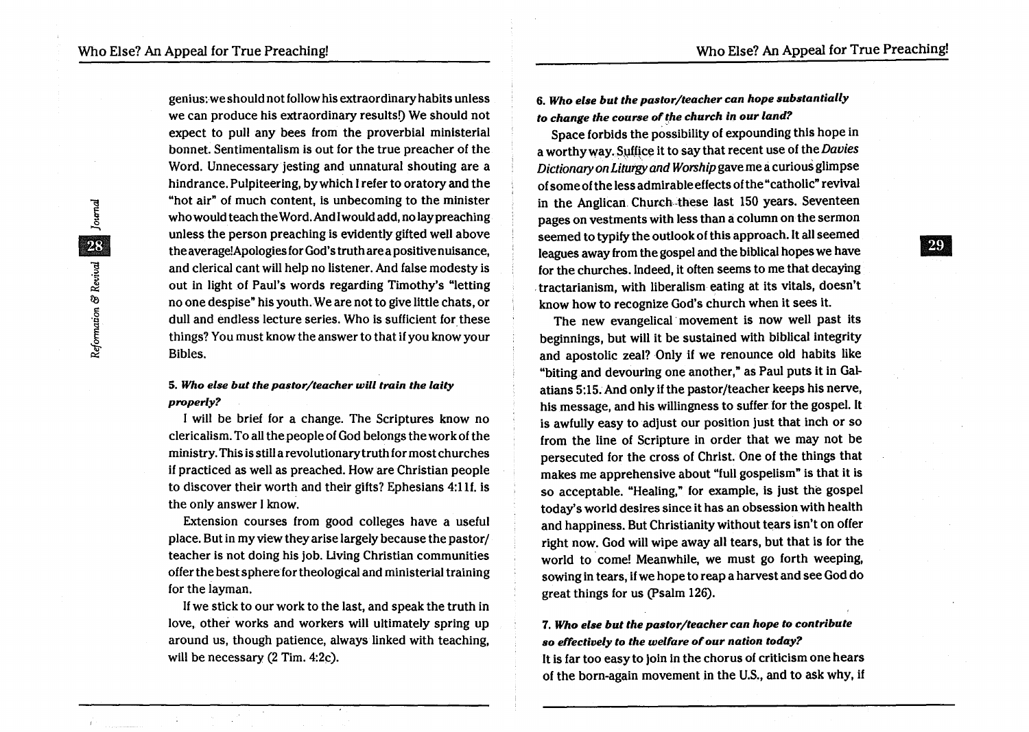genius: we should not follow his extraordinary habits unless we can produce his extraordinary results!) We should not expect to pull any bees from the proverbial ministerial bonnet. Sentimentalism is out for the true preacher of the Word. Unnecessary jesting and unnatural shouting are a hindrance. Pulpiteering, by which I refer to oratory and the "hot air" of much content, is unbecoming to the minister who would teach the Word. And I would add, no lay preaching unless the person preaching is evidently gifted well above the average! Apologies for God's truth are a positive nuisance, and clerical cant will help no listener. And false modesty is out in light of Paul's words regarding Timothy's "letting no one despise" his youth. We are not to give little chats, or dull and endless lecture series. Who is sufficient for these things? You must know the answer to that if you know your Bibles.

### 5. *Who else but the pastor/teacher will train the laity properly?*

I will be brief for a change. The Scriptures know no clericalism. To all the people of God belongs the work of the ministry. This is still a revolutionary truth for most churches if practiced as well as preached. How are Christian people to discover their worth and their gifts? Ephesians 4:11f. is the only answer I know.

Extension courses from good colleges have a useful place. But in my view they arise largely because the pastor/teacher is not doing his job. Living Christian communities offer the best sphere for theological and ministerial training for the layman.

If we stick to our work to the last, and speak the truth in love, other works and workers will ultimately spring up around us, though patience, always linked with teaching, will be necessary (2 Tim. 4:2c).

### 6. *Who else but the pastor/teacher can hope substantially to change the course of the church in our land?*

Space forbids the possibility of expounding this hope in a worthy way. Suffice it to say that recent use of the *Davies Dictionary on Liturgy and Worship* gave me a curious glimpse of some of the less admirable effects of the "catholic" revival in the Anglican Church these last 150 years. Seventeen pages on vestments with less than a column on the sermon seemed to typify the outlook of this approach. It all seemed leagues away from the gospel and the biblical hopes we have for the churches. Indeed, it often seems to me that decaying tractarianism, with liberalism eating at its vitals, doesn't know how to recognize God's church when it sees it.

The new evangelical movement is now well past its beginnings, but will it be sustained with biblical integrity and apostolic zeal? Only if we renounce old habits like "biting and devouring one another," as Paul puts it in Galatians 5:15. And only if the pastor/teacher keeps his nerve, his message, and his willingness to suffer for the gospel. It is awfully easy to adjust our position just that inch or so from the line of Scripture in order that we may not be persecuted for the cross of Christ. One of the things that makes me apprehensive about "full gospelism" is that it is so acceptable. "Healing," for example, is just the gospel today's world desires since it has an obsession with health and happiness. But Christianity without tears isn't on offer right now. God will wipe away all tears, but that is for the world to come! Meanwhile, we must go forth weeping, sowing in tears, if we hope to reap a harvest and see God do great things for us (Psalm 126).

### 7. *Who else but the pastor/teacher can hope to contribute so effectively to the welfare of our nation today?*

It is far too easy to join in the chorus of criticism one hears of the born-again movement in the U.S., and to ask why, if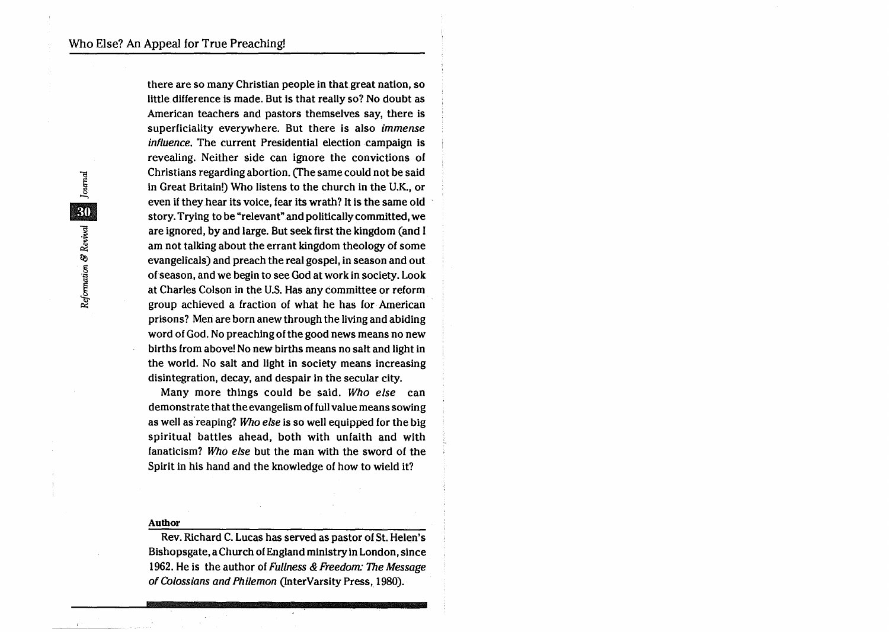there are so many Christian people in that great nation, so little difference is made. But is that really so? No doubt as American teachers and pastors themselves say, there is superficiality everywhere. But there is also *immense influence*. The current Presidential election campaign is revealing. Neither side can ignore the convictions of Christians regarding abortion. (The same could not be said in Great Britain!) Who listens to the church in the U.K., or even if they hear its voice, fear its wrath? It is the same old story. Trying to be "relevant" and politically committed, we are ignored, by and large. But seek first the kingdom (and I am not talking about the errant kingdom theology of some evangelicals) and preach the real gospel, in season and out of season, and we begin to see God at work in society. Look at Charles Colson in the U.S. Has any committee or reform group achieved a fraction of what he has for American prisons? Men are born anew through the living and abiding word of God. No preaching of the good news means no new births from above! No new births means no salt and light in the world. No salt and light in society means increasing disintegration, decay, and despair in the secular city.

Many more things could be said. *Who else* can demonstrate that the evangelism of full value means sowing as well as reaping? *Who else* is so well equipped for the big spiritual battles ahead, both with unfaith and with fanaticism? *Who else* but the man with the sword of the Spirit in his hand and the knowledge of how to wield it?

**Author**

Rev. Richard C. Lucas has served as pastor of St. Helen's Bishopsgate, a Church of England ministry in London, since 1962. He is the author of *Fullness & Freedom: The Message of Colossians and Philemon* (InterVarsity Press, 1980).